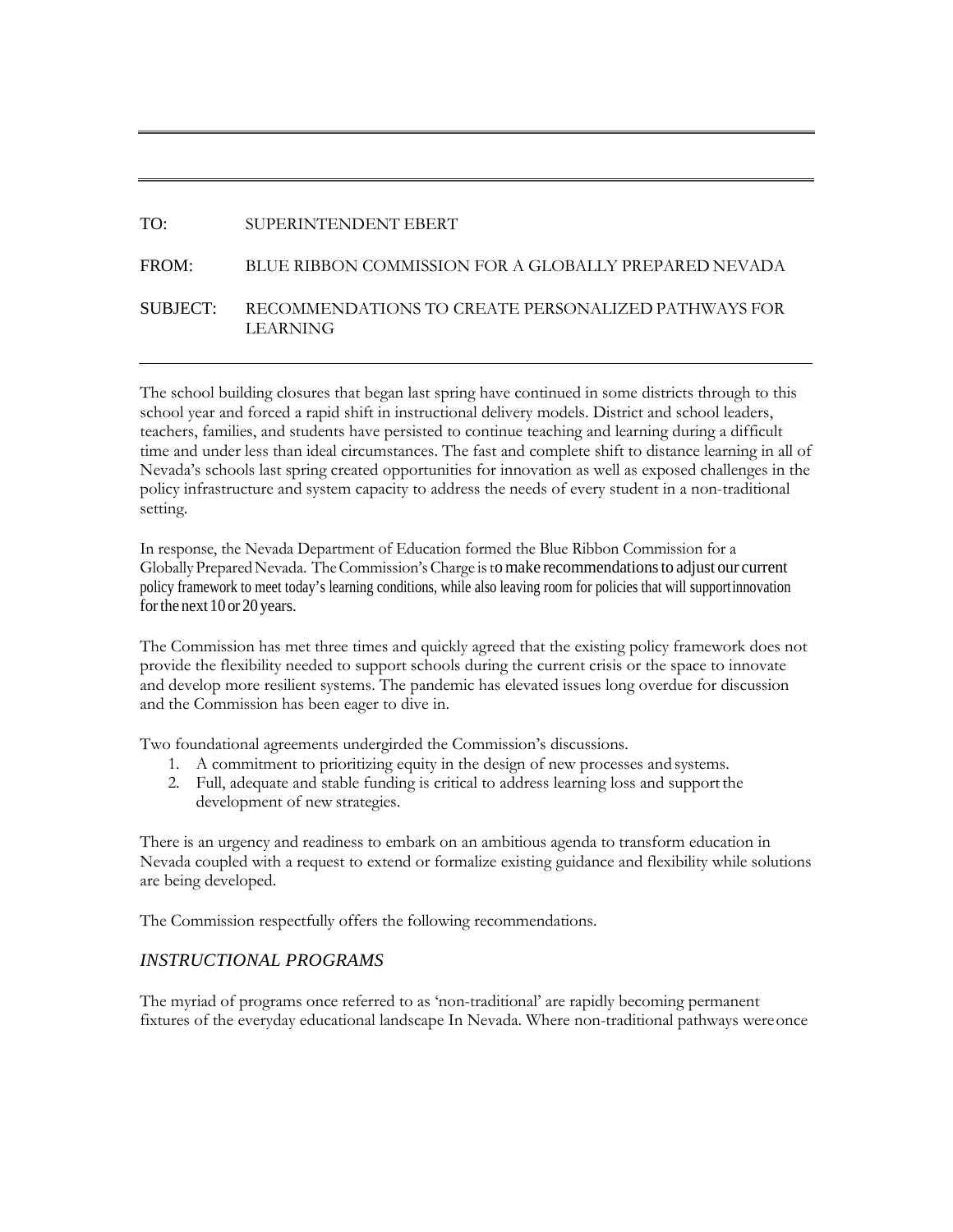TO: SUPERINTENDENT EBERT

FROM: BLUE RIBBON COMMISSION FOR A GLOBALLY PREPARED NEVADA

SUBJECT: RECOMMENDATIONS TO CREATE PERSONALIZED PATHWAYS FOR LEARNING

---

The school building closures that began last spring have continued in some districts through to this school year and forced a rapid shift in instructional delivery models. District and school leaders, teachers, families, and students have persisted to continue teaching and learning during a difficult time and under less than ideal circumstances. The fast and complete shift to distance learning in all of Nevada's schools last spring created opportunities for innovation as well as exposed challenges in the policy infrastructure and system capacity to address the needs of every student in a non-traditional setting.

In response, the Nevada Department of Education formed the Blue Ribbon Commission for a Globally Prepared Nevada. The Commission's Charge is to make recommendations to adjust our current policy framework to meet today's learning conditions, while also leaving room for policies that will support innovation for the next 10 or 20 years.

The Commission has met three times and quickly agreed that the existing policy framework does not provide the flexibility needed to support schools during the current crisis or the space to innovate and develop more resilient systems. The pandemic has elevated issues long overdue for discussion and the Commission has been eager to dive in.

Two foundational agreements undergirded the Commission's discussions.

1. A commitment to prioritizing equity in the design of new processes and systems.
2. Full, adequate and stable funding is critical to address learning loss and support the development of new strategies.

There is an urgency and readiness to embark on an ambitious agenda to transform education in Nevada coupled with a request to extend or formalize existing guidance and flexibility while solutions are being developed.

The Commission respectfully offers the following recommendations.

## *INSTRUCTIONAL PROGRAMS*

The myriad of programs once referred to as 'non-traditional' are rapidly becoming permanent fixtures of the everyday educational landscape In Nevada. Where non-traditional pathways were once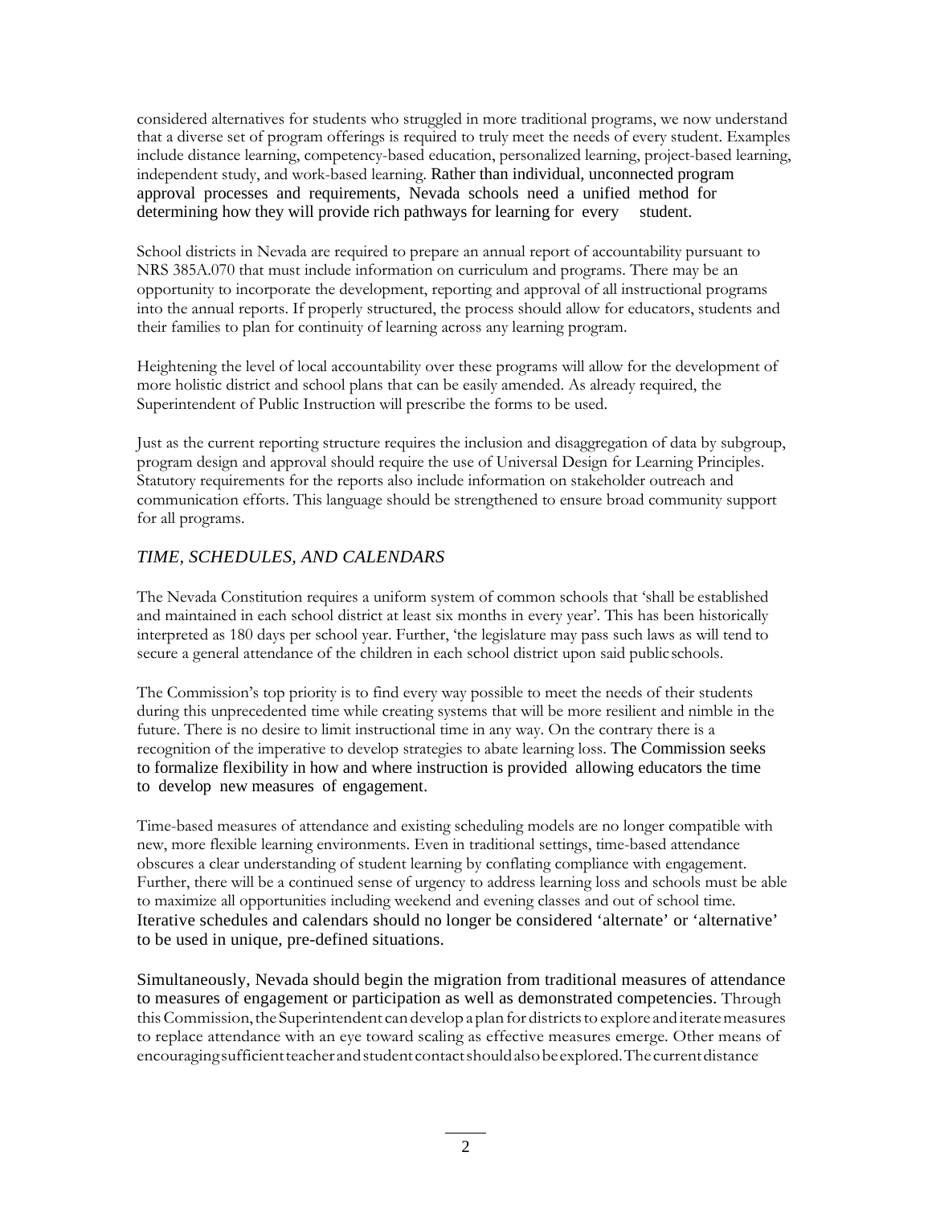considered alternatives for students who struggled in more traditional programs, we now understand that a diverse set of program offerings is required to truly meet the needs of every student. Examples include distance learning, competency-based education, personalized learning, project-based learning, independent study, and work-based learning. Rather than individual, unconnected program approval processes and requirements, Nevada schools need a unified method for determining how they will provide rich pathways for learning for every student.

School districts in Nevada are required to prepare an annual report of accountability pursuant to NRS 385A.070 that must include information on curriculum and programs. There may be an opportunity to incorporate the development, reporting and approval of all instructional programs into the annual reports. If properly structured, the process should allow for educators, students and their families to plan for continuity of learning across any learning program.

Heightening the level of local accountability over these programs will allow for the development of more holistic district and school plans that can be easily amended. As already required, the Superintendent of Public Instruction will prescribe the forms to be used.

Just as the current reporting structure requires the inclusion and disaggregation of data by subgroup, program design and approval should require the use of Universal Design for Learning Principles. Statutory requirements for the reports also include information on stakeholder outreach and communication efforts. This language should be strengthened to ensure broad community support for all programs.

## *TIME, SCHEDULES, AND CALENDARS*

The Nevada Constitution requires a uniform system of common schools that 'shall be established and maintained in each school district at least six months in every year'. This has been historically interpreted as 180 days per school year. Further, 'the legislature may pass such laws as will tend to secure a general attendance of the children in each school district upon said public schools.

The Commission's top priority is to find every way possible to meet the needs of their students during this unprecedented time while creating systems that will be more resilient and nimble in the future. There is no desire to limit instructional time in any way. On the contrary there is a recognition of the imperative to develop strategies to abate learning loss. The Commission seeks to formalize flexibility in how and where instruction is provided allowing educators the time to develop new measures of engagement.

Time-based measures of attendance and existing scheduling models are no longer compatible with new, more flexible learning environments. Even in traditional settings, time-based attendance obscures a clear understanding of student learning by conflating compliance with engagement. Further, there will be a continued sense of urgency to address learning loss and schools must be able to maximize all opportunities including weekend and evening classes and out of school time. Iterative schedules and calendars should no longer be considered 'alternate' or 'alternative' to be used in unique, pre-defined situations.

Simultaneously, Nevada should begin the migration from traditional measures of attendance to measures of engagement or participation as well as demonstrated competencies. Through this Commission, the Superintendent can develop a plan for districts to explore and iterate measures to replace attendance with an eye toward scaling as effective measures emerge. Other means of encouraging sufficient teacher and student contact should also be explored. The current distance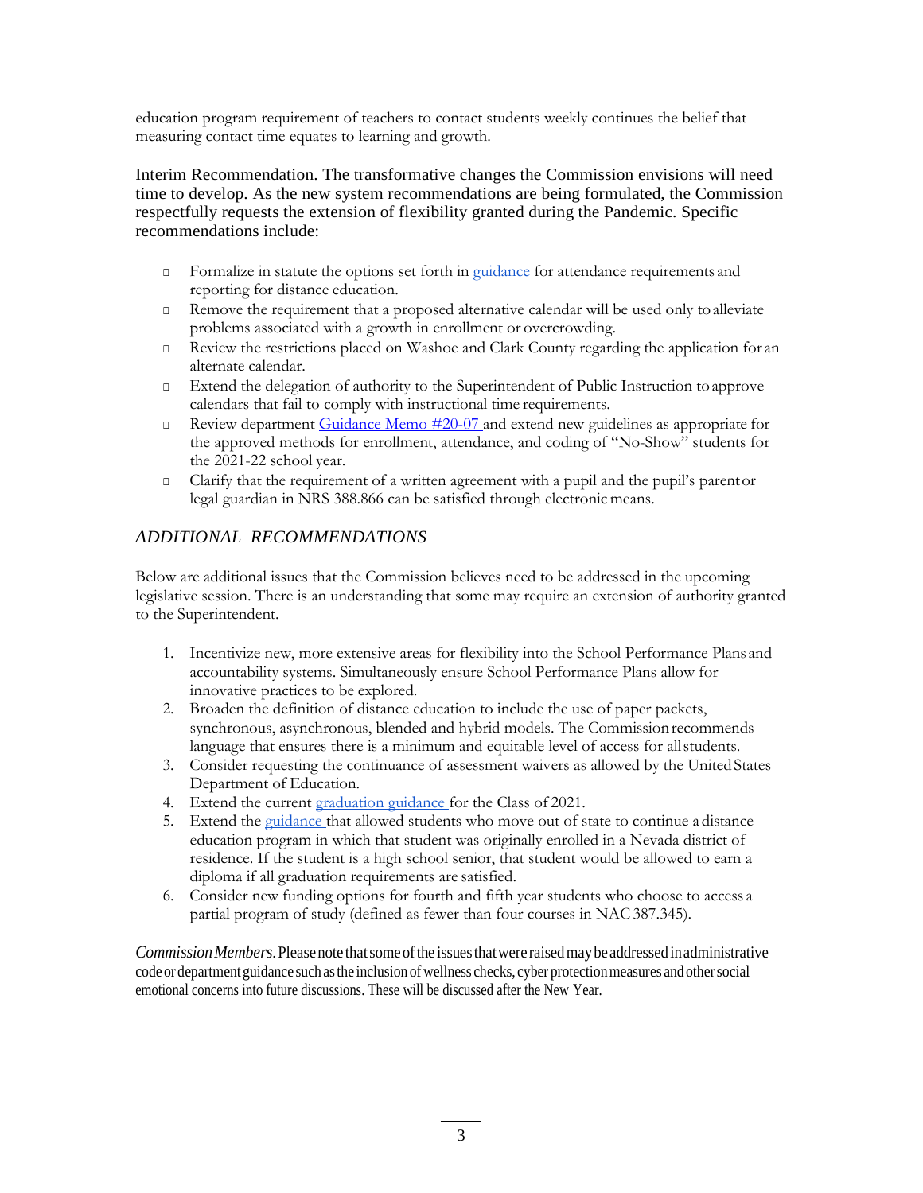education program requirement of teachers to contact students weekly continues the belief that measuring contact time equates to learning and growth.

Interim Recommendation. The transformative changes the Commission envisions will need time to develop. As the new system recommendations are being formulated, the Commission respectfully requests the extension of flexibility granted during the Pandemic. Specific recommendations include:

- Formalize in statute the options set forth in guidance for attendance requirements and reporting for distance education.
- Remove the requirement that a proposed alternative calendar will be used only to alleviate problems associated with a growth in enrollment or overcrowding.
- Review the restrictions placed on Washoe and Clark County regarding the application for an alternate calendar.
- Extend the delegation of authority to the Superintendent of Public Instruction to approve calendars that fail to comply with instructional time requirements.
- Review department Guidance Memo #20-07 and extend new guidelines as appropriate for the approved methods for enrollment, attendance, and coding of "No-Show" students for the 2021-22 school year.
- Clarify that the requirement of a written agreement with a pupil and the pupil's parent or legal guardian in NRS 388.866 can be satisfied through electronic means.

## *ADDITIONAL RECOMMENDATIONS*

Below are additional issues that the Commission believes need to be addressed in the upcoming legislative session. There is an understanding that some may require an extension of authority granted to the Superintendent.

1. Incentivize new, more extensive areas for flexibility into the School Performance Plans and accountability systems. Simultaneously ensure School Performance Plans allow for innovative practices to be explored.
2. Broaden the definition of distance education to include the use of paper packets, synchronous, asynchronous, blended and hybrid models. The Commission recommends language that ensures there is a minimum and equitable level of access for all students.
3. Consider requesting the continuance of assessment waivers as allowed by the United States Department of Education.
4. Extend the current graduation guidance for the Class of 2021.
5. Extend the guidance that allowed students who move out of state to continue a distance education program in which that student was originally enrolled in a Nevada district of residence. If the student is a high school senior, that student would be allowed to earn a diploma if all graduation requirements are satisfied.
6. Consider new funding options for fourth and fifth year students who choose to access a partial program of study (defined as fewer than four courses in NAC 387.345).

*Commission Members*. Please note that some of the issues that were raised may be addressed in administrative code or department guidance such as the inclusion of wellness checks, cyber protection measures and other social emotional concerns into future discussions. These will be discussed after the New Year.